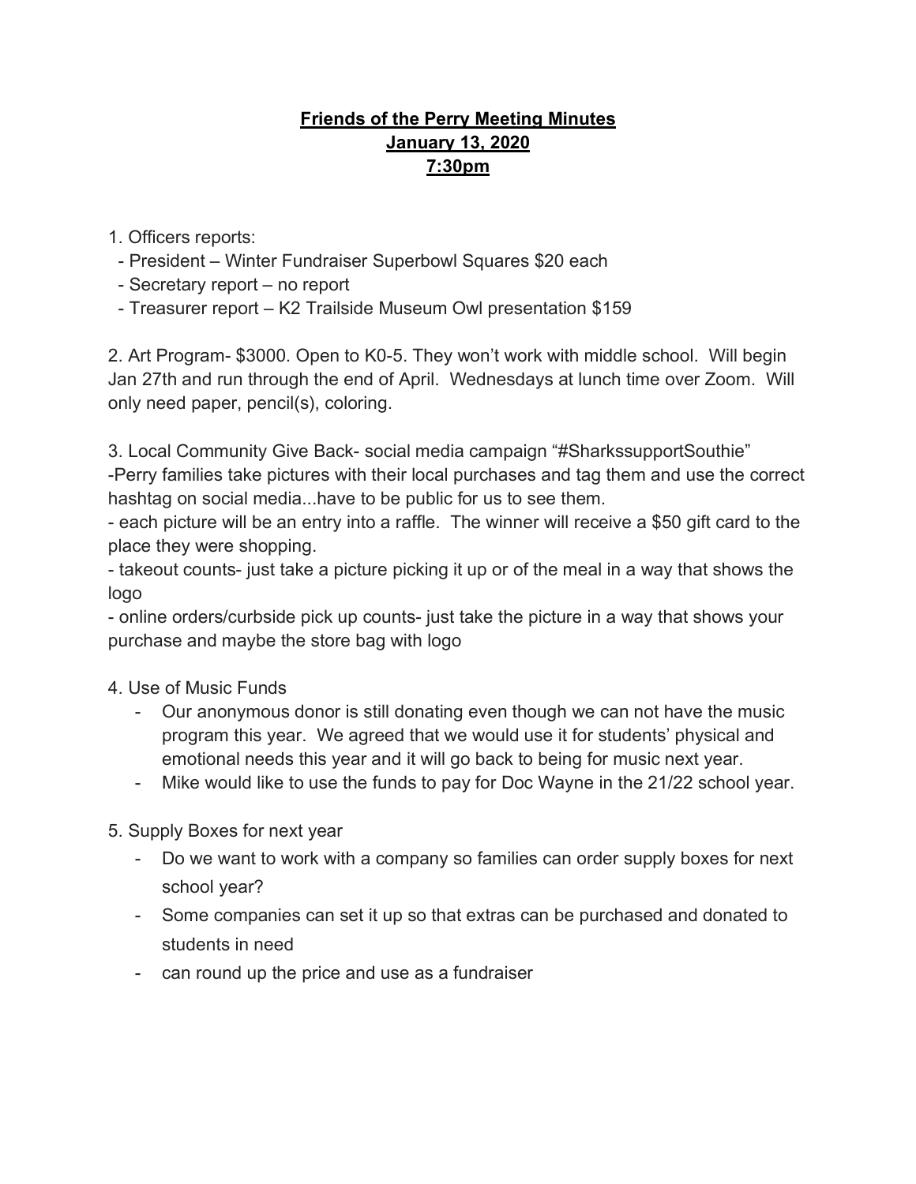# **Friends of the Perry Meeting Minutes**
## **January 13, 2020**
## **7:30pm**

1. Officers reports:
   - President – Winter Fundraiser Superbowl Squares $20 each
   - Secretary report – no report
   - Treasurer report – K2 Trailside Museum Owl presentation $159

2. Art Program- $3000. Open to K0-5. They won't work with middle school. Will begin Jan 27th and run through the end of April. Wednesdays at lunch time over Zoom. Will only need paper, pencil(s), coloring.

3. Local Community Give Back- social media campaign "#SharkssupportSouthie"
-Perry families take pictures with their local purchases and tag them and use the correct hashtag on social media...have to be public for us to see them.
- each picture will be an entry into a raffle. The winner will receive a $50 gift card to the place they were shopping.
- takeout counts- just take a picture picking it up or of the meal in a way that shows the logo
- online orders/curbside pick up counts- just take the picture in a way that shows your purchase and maybe the store bag with logo

4. Use of Music Funds
   - Our anonymous donor is still donating even though we can not have the music program this year. We agreed that we would use it for students' physical and emotional needs this year and it will go back to being for music next year.
   - Mike would like to use the funds to pay for Doc Wayne in the 21/22 school year.

5. Supply Boxes for next year
   - Do we want to work with a company so families can order supply boxes for next school year?
   - Some companies can set it up so that extras can be purchased and donated to students in need
   - can round up the price and use as a fundraiser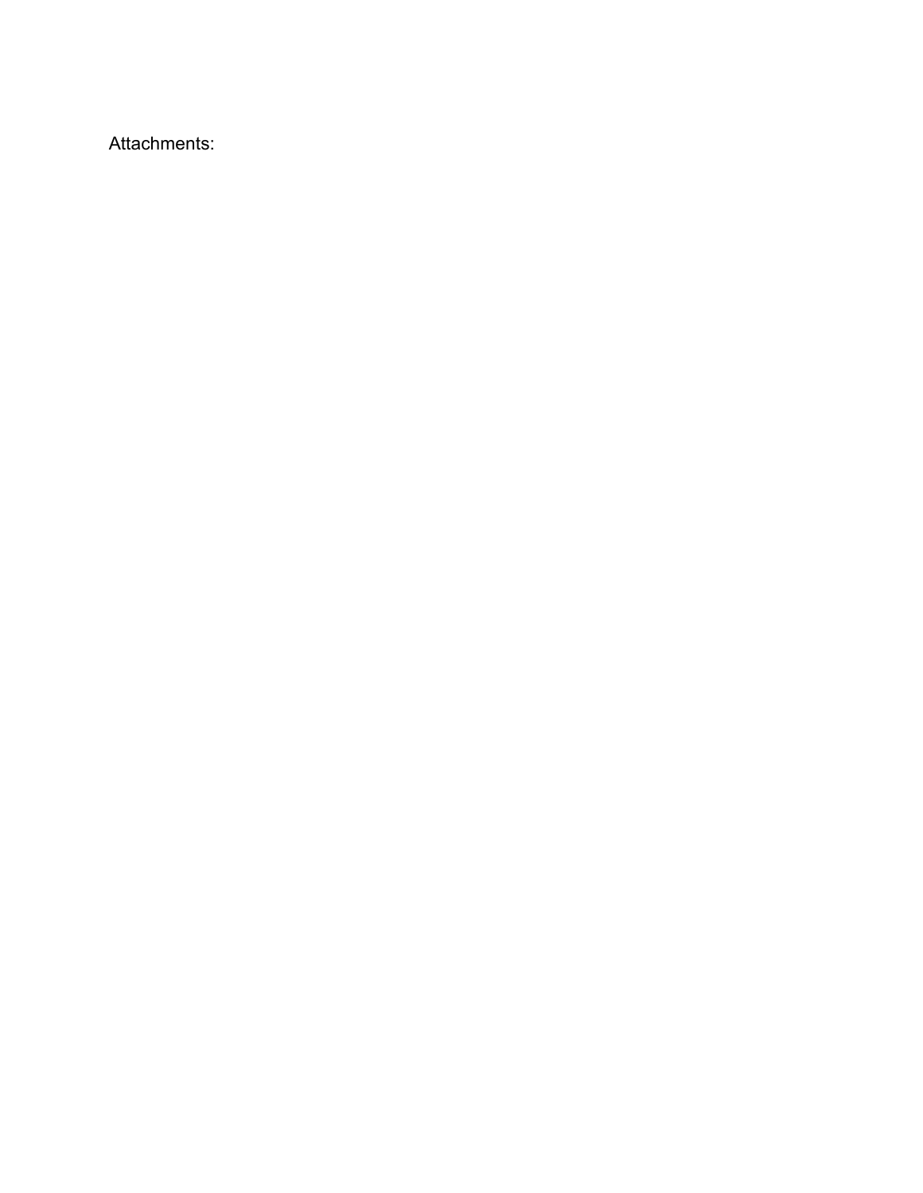Attachments: